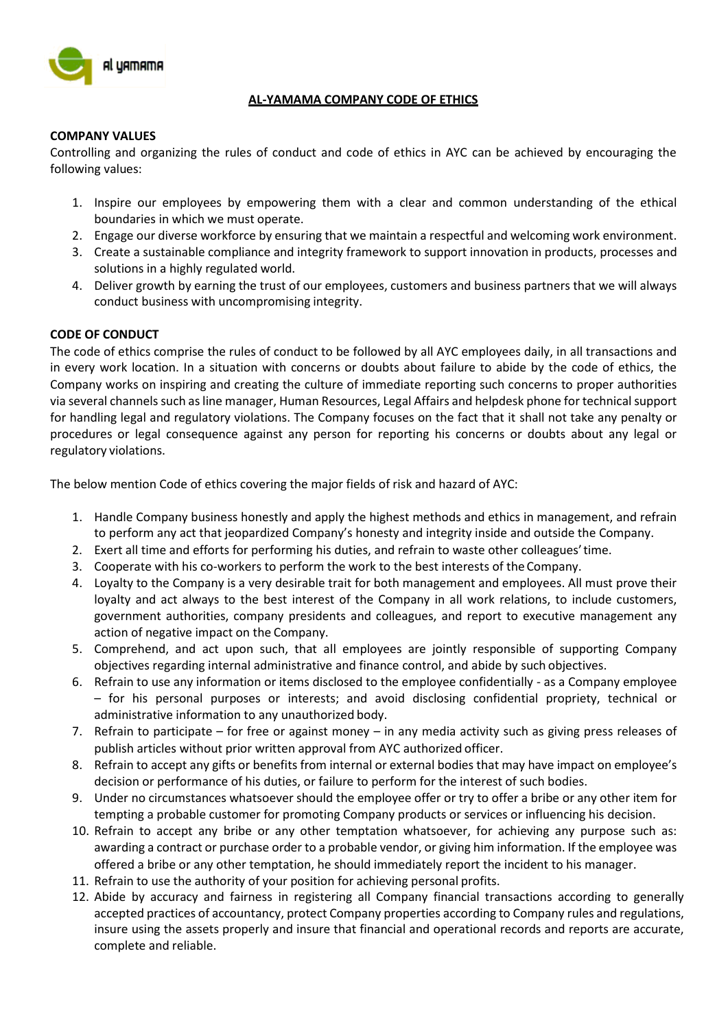# AL-YAMAMA COMPANY CODE OF ETHICS

**COMPANY VALUES**

Controlling and organizing the rules of conduct and code of ethics in AYC can be achieved by encouraging the following values:

1. Inspire our employees by empowering them with a clear and common understanding of the ethical boundaries in which we must operate.
2. Engage our diverse workforce by ensuring that we maintain a respectful and welcoming work environment.
3. Create a sustainable compliance and integrity framework to support innovation in products, processes and solutions in a highly regulated world.
4. Deliver growth by earning the trust of our employees, customers and business partners that we will always conduct business with uncompromising integrity.

**CODE OF CONDUCT**

The code of ethics comprise the rules of conduct to be followed by all AYC employees daily, in all transactions and in every work location. In a situation with concerns or doubts about failure to abide by the code of ethics, the Company works on inspiring and creating the culture of immediate reporting such concerns to proper authorities via several channels such as line manager, Human Resources, Legal Affairs and helpdesk phone for technical support for handling legal and regulatory violations. The Company focuses on the fact that it shall not take any penalty or procedures or legal consequence against any person for reporting his concerns or doubts about any legal or regulatory violations.

The below mention Code of ethics covering the major fields of risk and hazard of AYC:

1. Handle Company business honestly and apply the highest methods and ethics in management, and refrain to perform any act that jeopardized Company's honesty and integrity inside and outside the Company.
2. Exert all time and efforts for performing his duties, and refrain to waste other colleagues' time.
3. Cooperate with his co-workers to perform the work to the best interests of the Company.
4. Loyalty to the Company is a very desirable trait for both management and employees. All must prove their loyalty and act always to the best interest of the Company in all work relations, to include customers, government authorities, company presidents and colleagues, and report to executive management any action of negative impact on the Company.
5. Comprehend, and act upon such, that all employees are jointly responsible of supporting Company objectives regarding internal administrative and finance control, and abide by such objectives.
6. Refrain to use any information or items disclosed to the employee confidentially - as a Company employee – for his personal purposes or interests; and avoid disclosing confidential propriety, technical or administrative information to any unauthorized body.
7. Refrain to participate – for free or against money – in any media activity such as giving press releases of publish articles without prior written approval from AYC authorized officer.
8. Refrain to accept any gifts or benefits from internal or external bodies that may have impact on employee's decision or performance of his duties, or failure to perform for the interest of such bodies.
9. Under no circumstances whatsoever should the employee offer or try to offer a bribe or any other item for tempting a probable customer for promoting Company products or services or influencing his decision.
10. Refrain to accept any bribe or any other temptation whatsoever, for achieving any purpose such as: awarding a contract or purchase order to a probable vendor, or giving him information. If the employee was offered a bribe or any other temptation, he should immediately report the incident to his manager.
11. Refrain to use the authority of your position for achieving personal profits.
12. Abide by accuracy and fairness in registering all Company financial transactions according to generally accepted practices of accountancy, protect Company properties according to Company rules and regulations, insure using the assets properly and insure that financial and operational records and reports are accurate, complete and reliable.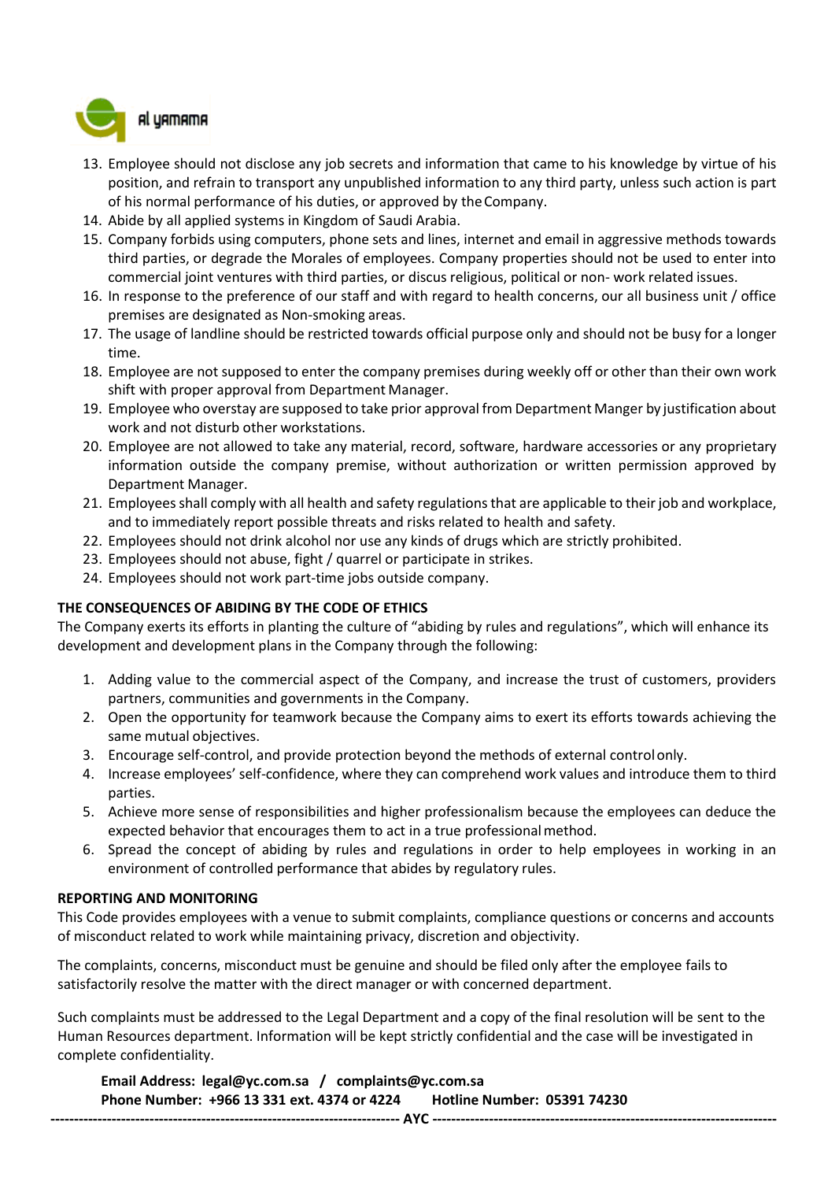13. Employee should not disclose any job secrets and information that came to his knowledge by virtue of his position, and refrain to transport any unpublished information to any third party, unless such action is part of his normal performance of his duties, or approved by the Company.
14. Abide by all applied systems in Kingdom of Saudi Arabia.
15. Company forbids using computers, phone sets and lines, internet and email in aggressive methods towards third parties, or degrade the Morales of employees. Company properties should not be used to enter into commercial joint ventures with third parties, or discus religious, political or non- work related issues.
16. In response to the preference of our staff and with regard to health concerns, our all business unit / office premises are designated as Non-smoking areas.
17. The usage of landline should be restricted towards official purpose only and should not be busy for a longer time.
18. Employee are not supposed to enter the company premises during weekly off or other than their own work shift with proper approval from Department Manager.
19. Employee who overstay are supposed to take prior approval from Department Manger by justification about work and not disturb other workstations.
20. Employee are not allowed to take any material, record, software, hardware accessories or any proprietary information outside the company premise, without authorization or written permission approved by Department Manager.
21. Employees shall comply with all health and safety regulations that are applicable to their job and workplace, and to immediately report possible threats and risks related to health and safety.
22. Employees should not drink alcohol nor use any kinds of drugs which are strictly prohibited.
23. Employees should not abuse, fight / quarrel or participate in strikes.
24. Employees should not work part-time jobs outside company.

**THE CONSEQUENCES OF ABIDING BY THE CODE OF ETHICS**

The Company exerts its efforts in planting the culture of "abiding by rules and regulations", which will enhance its development and development plans in the Company through the following:

1. Adding value to the commercial aspect of the Company, and increase the trust of customers, providers partners, communities and governments in the Company.
2. Open the opportunity for teamwork because the Company aims to exert its efforts towards achieving the same mutual objectives.
3. Encourage self-control, and provide protection beyond the methods of external control only.
4. Increase employees' self-confidence, where they can comprehend work values and introduce them to third parties.
5. Achieve more sense of responsibilities and higher professionalism because the employees can deduce the expected behavior that encourages them to act in a true professional method.
6. Spread the concept of abiding by rules and regulations in order to help employees in working in an environment of controlled performance that abides by regulatory rules.

**REPORTING AND MONITORING**

This Code provides employees with a venue to submit complaints, compliance questions or concerns and accounts of misconduct related to work while maintaining privacy, discretion and objectivity.

The complaints, concerns, misconduct must be genuine and should be filed only after the employee fails to satisfactorily resolve the matter with the direct manager or with concerned department.

Such complaints must be addressed to the Legal Department and a copy of the final resolution will be sent to the Human Resources department. Information will be kept strictly confidential and the case will be investigated in complete confidentiality.

**Email Address: legal@yc.com.sa / complaints@yc.com.sa**
**Phone Number: +966 13 331 ext. 4374 or 4224 Hotline Number: 05391 74230**